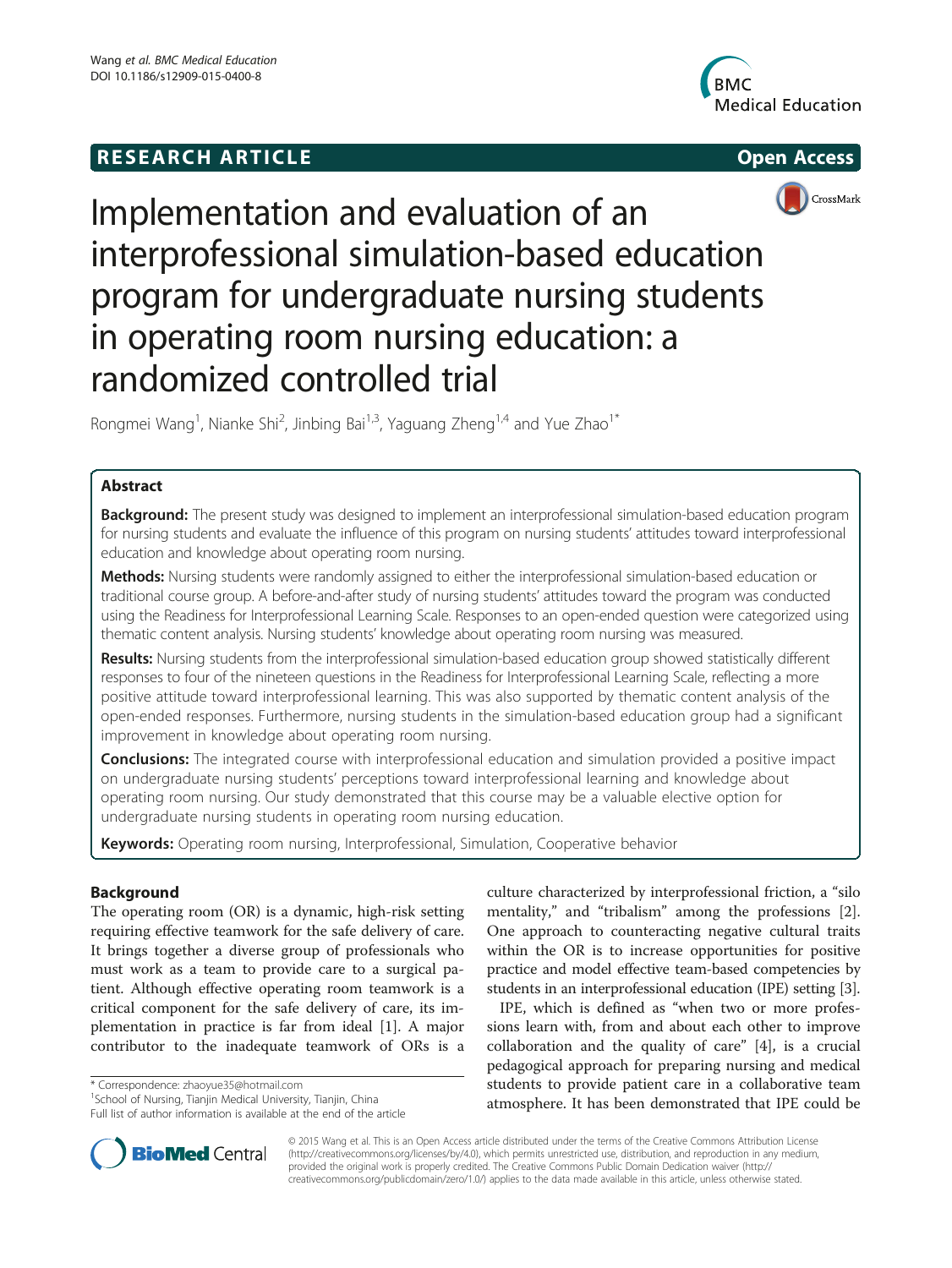RESEARCH ARTICLE

Open Access

# Implementation and evaluation of an interprofessional simulation-based education program for undergraduate nursing students in operating room nursing education: a randomized controlled trial

Rongmei Wang[1], Nianke Shi[2], Jinbing Bai[1,3], Yaguang Zheng[1,4] and Yue Zhao[1*]

## Abstract

**Background:** The present study was designed to implement an interprofessional simulation-based education program for nursing students and evaluate the influence of this program on nursing students' attitudes toward interprofessional education and knowledge about operating room nursing.

**Methods:** Nursing students were randomly assigned to either the interprofessional simulation-based education or traditional course group. A before-and-after study of nursing students' attitudes toward the program was conducted using the Readiness for Interprofessional Learning Scale. Responses to an open-ended question were categorized using thematic content analysis. Nursing students' knowledge about operating room nursing was measured.

**Results:** Nursing students from the interprofessional simulation-based education group showed statistically different responses to four of the nineteen questions in the Readiness for Interprofessional Learning Scale, reflecting a more positive attitude toward interprofessional learning. This was also supported by thematic content analysis of the open-ended responses. Furthermore, nursing students in the simulation-based education group had a significant improvement in knowledge about operating room nursing.

**Conclusions:** The integrated course with interprofessional education and simulation provided a positive impact on undergraduate nursing students' perceptions toward interprofessional learning and knowledge about operating room nursing. Our study demonstrated that this course may be a valuable elective option for undergraduate nursing students in operating room nursing education.

**Keywords:** Operating room nursing, Interprofessional, Simulation, Cooperative behavior

## Background

The operating room (OR) is a dynamic, high-risk setting requiring effective teamwork for the safe delivery of care. It brings together a diverse group of professionals who must work as a team to provide care to a surgical patient. Although effective operating room teamwork is a critical component for the safe delivery of care, its implementation in practice is far from ideal [1]. A major contributor to the inadequate teamwork of ORs is a culture characterized by interprofessional friction, a "silo mentality," and "tribalism" among the professions [2]. One approach to counteracting negative cultural traits within the OR is to increase opportunities for positive practice and model effective team-based competencies by students in an interprofessional education (IPE) setting [3].

IPE, which is defined as "when two or more professions learn with, from and about each other to improve collaboration and the quality of care" [4], is a crucial pedagogical approach for preparing nursing and medical students to provide patient care in a collaborative team atmosphere. It has been demonstrated that IPE could be

\* Correspondence: zhaoyue35@hotmail.com
[1]School of Nursing, Tianjin Medical University, Tianjin, China
Full list of author information is available at the end of the article

© 2015 Wang et al. This is an Open Access article distributed under the terms of the Creative Commons Attribution License (http://creativecommons.org/licenses/by/4.0), which permits unrestricted use, distribution, and reproduction in any medium, provided the original work is properly credited. The Creative Commons Public Domain Dedication waiver (http://creativecommons.org/publicdomain/zero/1.0/) applies to the data made available in this article, unless otherwise stated.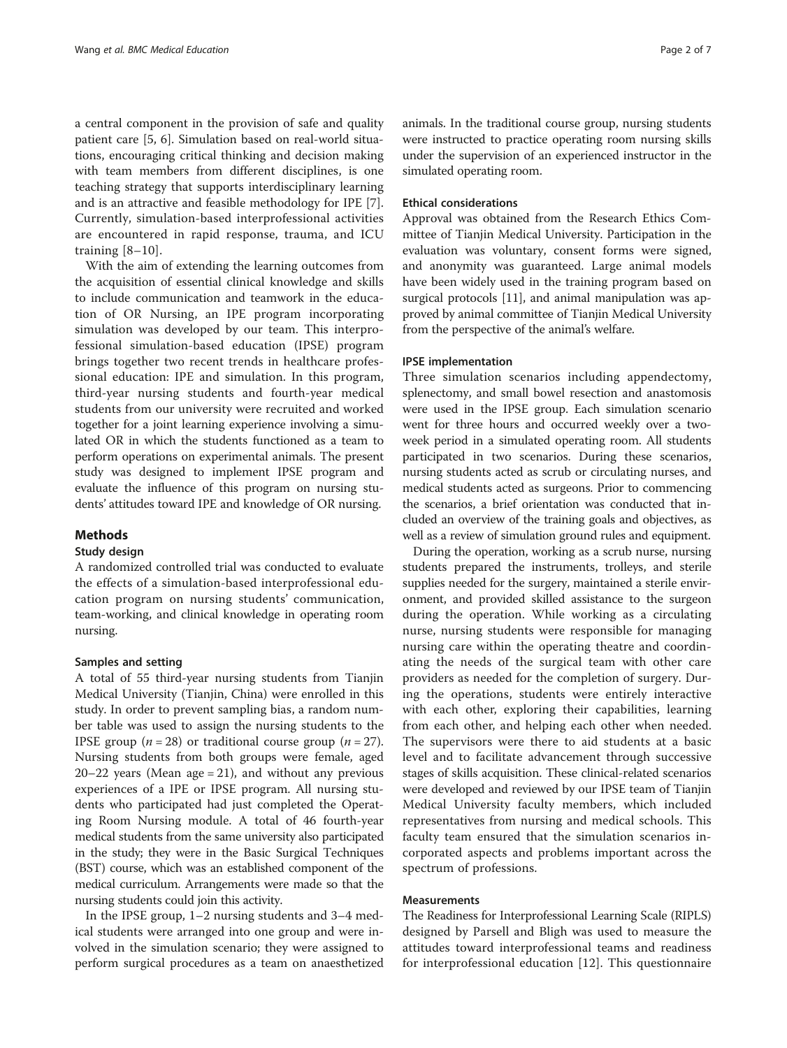a central component in the provision of safe and quality patient care [5, 6]. Simulation based on real-world situations, encouraging critical thinking and decision making with team members from different disciplines, is one teaching strategy that supports interdisciplinary learning and is an attractive and feasible methodology for IPE [7]. Currently, simulation-based interprofessional activities are encountered in rapid response, trauma, and ICU training [8–10].

With the aim of extending the learning outcomes from the acquisition of essential clinical knowledge and skills to include communication and teamwork in the education of OR Nursing, an IPE program incorporating simulation was developed by our team. This interprofessional simulation-based education (IPSE) program brings together two recent trends in healthcare professional education: IPE and simulation. In this program, third-year nursing students and fourth-year medical students from our university were recruited and worked together for a joint learning experience involving a simulated OR in which the students functioned as a team to perform operations on experimental animals. The present study was designed to implement IPSE program and evaluate the influence of this program on nursing students' attitudes toward IPE and knowledge of OR nursing.

## Methods

### Study design

A randomized controlled trial was conducted to evaluate the effects of a simulation-based interprofessional education program on nursing students' communication, team-working, and clinical knowledge in operating room nursing.

#### Samples and setting

A total of 55 third-year nursing students from Tianjin Medical University (Tianjin, China) were enrolled in this study. In order to prevent sampling bias, a random number table was used to assign the nursing students to the IPSE group ($n = 28$) or traditional course group ($n = 27$). Nursing students from both groups were female, aged 20–22 years (Mean age = 21), and without any previous experiences of a IPE or IPSE program. All nursing students who participated had just completed the Operating Room Nursing module. A total of 46 fourth-year medical students from the same university also participated in the study; they were in the Basic Surgical Techniques (BST) course, which was an established component of the medical curriculum. Arrangements were made so that the nursing students could join this activity.

In the IPSE group, 1–2 nursing students and 3–4 medical students were arranged into one group and were involved in the simulation scenario; they were assigned to perform surgical procedures as a team on anaesthetized animals. In the traditional course group, nursing students were instructed to practice operating room nursing skills under the supervision of an experienced instructor in the simulated operating room.

### Ethical considerations

Approval was obtained from the Research Ethics Committee of Tianjin Medical University. Participation in the evaluation was voluntary, consent forms were signed, and anonymity was guaranteed. Large animal models have been widely used in the training program based on surgical protocols [11], and animal manipulation was approved by animal committee of Tianjin Medical University from the perspective of the animal's welfare.

### IPSE implementation

Three simulation scenarios including appendectomy, splenectomy, and small bowel resection and anastomosis were used in the IPSE group. Each simulation scenario went for three hours and occurred weekly over a two-week period in a simulated operating room. All students participated in two scenarios. During these scenarios, nursing students acted as scrub or circulating nurses, and medical students acted as surgeons. Prior to commencing the scenarios, a brief orientation was conducted that included an overview of the training goals and objectives, as well as a review of simulation ground rules and equipment.

During the operation, working as a scrub nurse, nursing students prepared the instruments, trolleys, and sterile supplies needed for the surgery, maintained a sterile environment, and provided skilled assistance to the surgeon during the operation. While working as a circulating nurse, nursing students were responsible for managing nursing care within the operating theatre and coordinating the needs of the surgical team with other care providers as needed for the completion of surgery. During the operations, students were entirely interactive with each other, exploring their capabilities, learning from each other, and helping each other when needed. The supervisors were there to aid students at a basic level and to facilitate advancement through successive stages of skills acquisition. These clinical-related scenarios were developed and reviewed by our IPSE team of Tianjin Medical University faculty members, which included representatives from nursing and medical schools. This faculty team ensured that the simulation scenarios incorporated aspects and problems important across the spectrum of professions.

### Measurements

The Readiness for Interprofessional Learning Scale (RIPLS) designed by Parsell and Bligh was used to measure the attitudes toward interprofessional teams and readiness for interprofessional education [12]. This questionnaire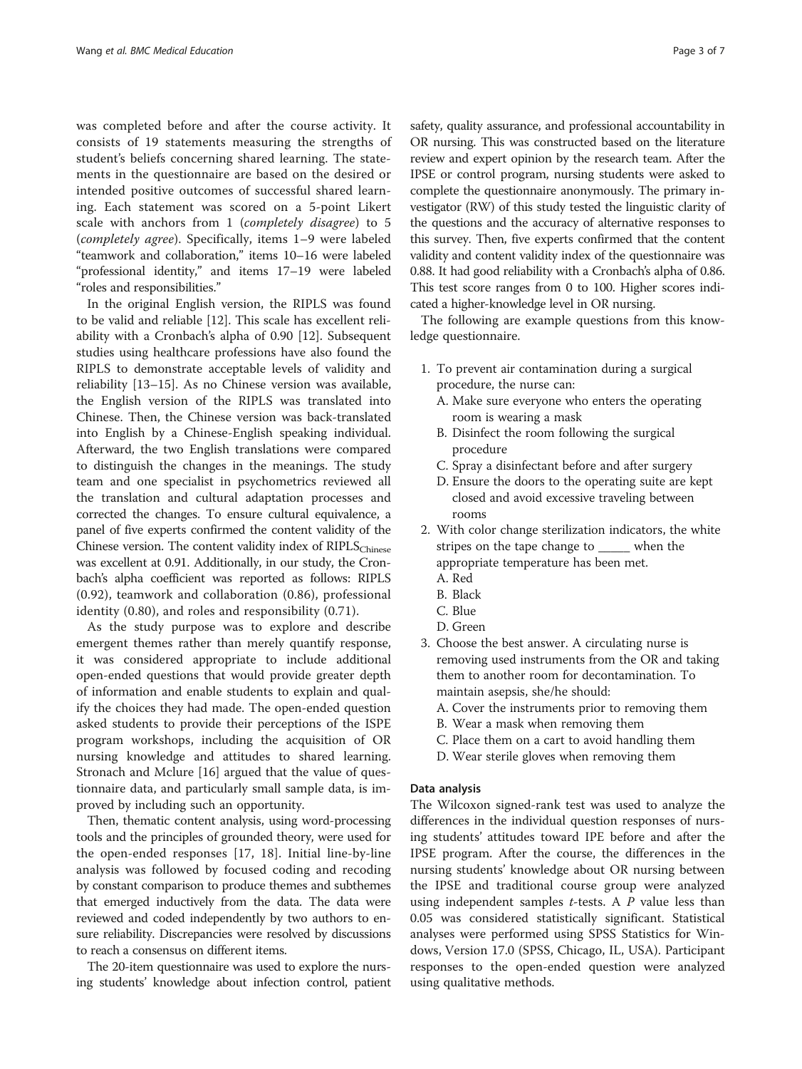was completed before and after the course activity. It consists of 19 statements measuring the strengths of student's beliefs concerning shared learning. The statements in the questionnaire are based on the desired or intended positive outcomes of successful shared learning. Each statement was scored on a 5-point Likert scale with anchors from 1 (*completely disagree*) to 5 (*completely agree*). Specifically, items 1–9 were labeled "teamwork and collaboration," items 10–16 were labeled "professional identity," and items 17–19 were labeled "roles and responsibilities."

In the original English version, the RIPLS was found to be valid and reliable [12]. This scale has excellent reliability with a Cronbach's alpha of 0.90 [12]. Subsequent studies using healthcare professions have also found the RIPLS to demonstrate acceptable levels of validity and reliability [13–15]. As no Chinese version was available, the English version of the RIPLS was translated into Chinese. Then, the Chinese version was back-translated into English by a Chinese-English speaking individual. Afterward, the two English translations were compared to distinguish the changes in the meanings. The study team and one specialist in psychometrics reviewed all the translation and cultural adaptation processes and corrected the changes. To ensure cultural equivalence, a panel of five experts confirmed the content validity of the Chinese version. The content validity index of $RIPLS_{Chinese}$ was excellent at 0.91. Additionally, in our study, the Cronbach's alpha coefficient was reported as follows: RIPLS (0.92), teamwork and collaboration (0.86), professional identity (0.80), and roles and responsibility (0.71).

As the study purpose was to explore and describe emergent themes rather than merely quantify response, it was considered appropriate to include additional open-ended questions that would provide greater depth of information and enable students to explain and qualify the choices they had made. The open-ended question asked students to provide their perceptions of the ISPE program workshops, including the acquisition of OR nursing knowledge and attitudes to shared learning. Stronach and Mclure [16] argued that the value of questionnaire data, and particularly small sample data, is improved by including such an opportunity.

Then, thematic content analysis, using word-processing tools and the principles of grounded theory, were used for the open-ended responses [17, 18]. Initial line-by-line analysis was followed by focused coding and recoding by constant comparison to produce themes and subthemes that emerged inductively from the data. The data were reviewed and coded independently by two authors to ensure reliability. Discrepancies were resolved by discussions to reach a consensus on different items.

The 20-item questionnaire was used to explore the nursing students' knowledge about infection control, patient safety, quality assurance, and professional accountability in OR nursing. This was constructed based on the literature review and expert opinion by the research team. After the IPSE or control program, nursing students were asked to complete the questionnaire anonymously. The primary investigator (RW) of this study tested the linguistic clarity of the questions and the accuracy of alternative responses to this survey. Then, five experts confirmed that the content validity and content validity index of the questionnaire was 0.88. It had good reliability with a Cronbach's alpha of 0.86. This test score ranges from 0 to 100. Higher scores indicated a higher-knowledge level in OR nursing.

The following are example questions from this knowledge questionnaire.

1. To prevent air contamination during a surgical procedure, the nurse can:
   - A. Make sure everyone who enters the operating room is wearing a mask
   - B. Disinfect the room following the surgical procedure
   - C. Spray a disinfectant before and after surgery
   - D. Ensure the doors to the operating suite are kept closed and avoid excessive traveling between rooms
2. With color change sterilization indicators, the white stripes on the tape change to _____ when the appropriate temperature has been met.
   - A. Red
   - B. Black
   - C. Blue
   - D. Green
3. Choose the best answer. A circulating nurse is removing used instruments from the OR and taking them to another room for decontamination. To maintain asepsis, she/he should:
   - A. Cover the instruments prior to removing them
   - B. Wear a mask when removing them
   - C. Place them on a cart to avoid handling them
   - D. Wear sterile gloves when removing them

### Data analysis

The Wilcoxon signed-rank test was used to analyze the differences in the individual question responses of nursing students' attitudes toward IPE before and after the IPSE program. After the course, the differences in the nursing students' knowledge about OR nursing between the IPSE and traditional course group were analyzed using independent samples *t*-tests. A $P$ value less than 0.05 was considered statistically significant. Statistical analyses were performed using SPSS Statistics for Windows, Version 17.0 (SPSS, Chicago, IL, USA). Participant responses to the open-ended question were analyzed using qualitative methods.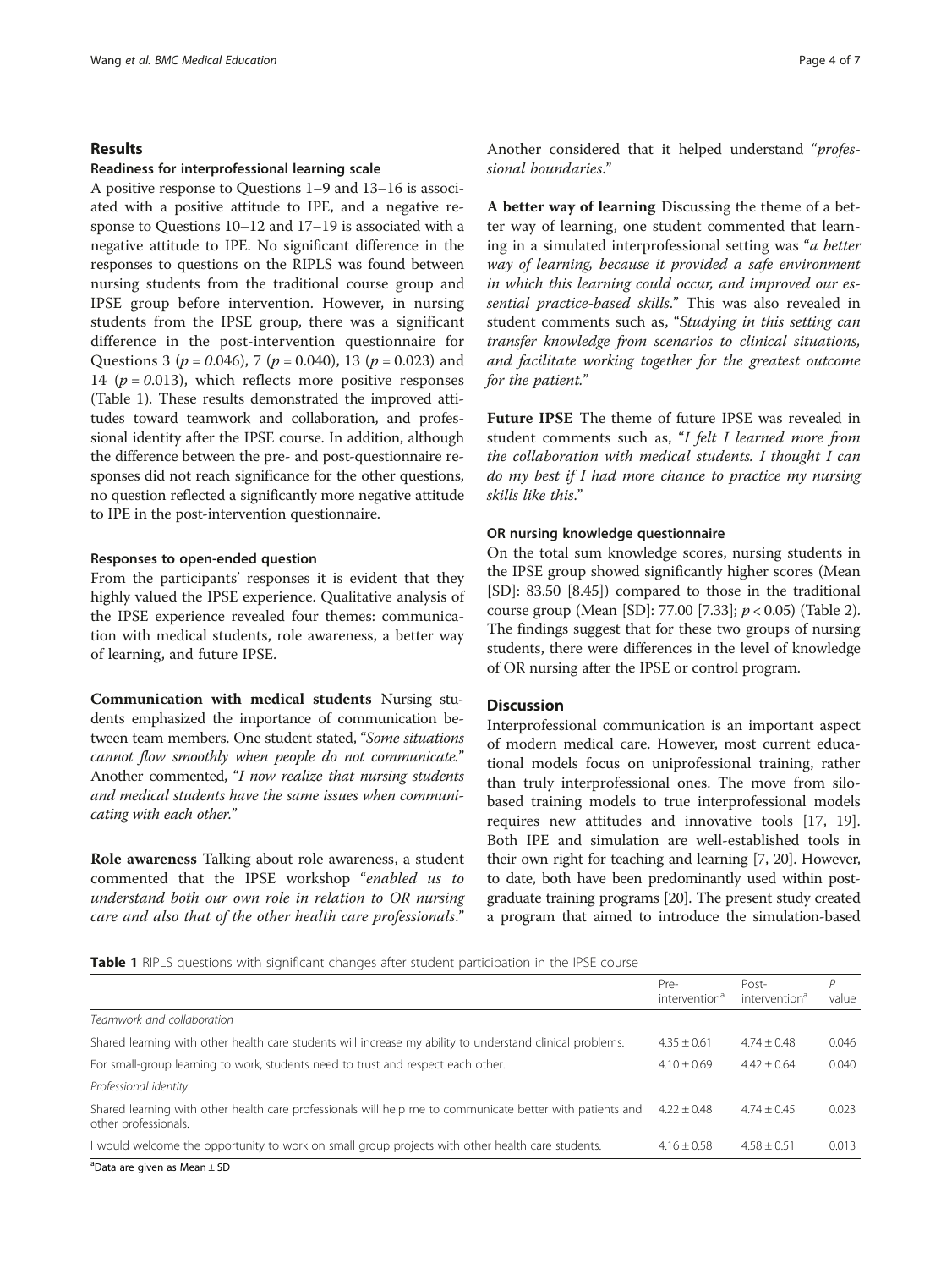## Results

### Readiness for interprofessional learning scale

A positive response to Questions 1–9 and 13–16 is associated with a positive attitude to IPE, and a negative response to Questions 10–12 and 17–19 is associated with a negative attitude to IPE. No significant difference in the responses to questions on the RIPLS was found between nursing students from the traditional course group and IPSE group before intervention. However, in nursing students from the IPSE group, there was a significant difference in the post-intervention questionnaire for Questions 3 ($p = 0.046$), 7 ($p = 0.040$), 13 ($p = 0.023$) and 14 ($p = 0.013$), which reflects more positive responses (Table 1). These results demonstrated the improved attitudes toward teamwork and collaboration, and professional identity after the IPSE course. In addition, although the difference between the pre- and post-questionnaire responses did not reach significance for the other questions, no question reflected a significantly more negative attitude to IPE in the post-intervention questionnaire.

### Responses to open-ended question

From the participants' responses it is evident that they highly valued the IPSE experience. Qualitative analysis of the IPSE experience revealed four themes: communication with medical students, role awareness, a better way of learning, and future IPSE.

**Communication with medical students** Nursing students emphasized the importance of communication between team members. One student stated, "*Some situations cannot flow smoothly when people do not communicate.*" Another commented, "*I now realize that nursing students and medical students have the same issues when communicating with each other.*"

**Role awareness** Talking about role awareness, a student commented that the IPSE workshop "*enabled us to understand both our own role in relation to OR nursing care and also that of the other health care professionals.*" Another considered that it helped understand "*professional boundaries.*"

**A better way of learning** Discussing the theme of a better way of learning, one student commented that learning in a simulated interprofessional setting was "*a better way of learning, because it provided a safe environment in which this learning could occur, and improved our essential practice-based skills.*" This was also revealed in student comments such as, "*Studying in this setting can transfer knowledge from scenarios to clinical situations, and facilitate working together for the greatest outcome for the patient.*"

**Future IPSE** The theme of future IPSE was revealed in student comments such as, "*I felt I learned more from the collaboration with medical students. I thought I can do my best if I had more chance to practice my nursing skills like this.*"

### OR nursing knowledge questionnaire

On the total sum knowledge scores, nursing students in the IPSE group showed significantly higher scores (Mean [SD]: 83.50 [8.45]) compared to those in the traditional course group (Mean [SD]: 77.00 [7.33]; $p < 0.05$) (Table 2). The findings suggest that for these two groups of nursing students, there were differences in the level of knowledge of OR nursing after the IPSE or control program.

## Discussion

Interprofessional communication is an important aspect of modern medical care. However, most current educational models focus on uniprofessional training, rather than truly interprofessional ones. The move from silo-based training models to true interprofessional models requires new attitudes and innovative tools [17, 19]. Both IPE and simulation are well-established tools in their own right for teaching and learning [7, 20]. However, to date, both have been predominantly used within postgraduate training programs [20]. The present study created a program that aimed to introduce the simulation-based

**Table 1** RIPLS questions with significant changes after student participation in the IPSE course

| | Pre-intervention[a] | Post-intervention[a] | P value |
|---|---|---|---|
| *Teamwork and collaboration* | | | |
| Shared learning with other health care students will increase my ability to understand clinical problems. | 4.35 ± 0.61 | 4.74 ± 0.48 | 0.046 |
| For small-group learning to work, students need to trust and respect each other. | 4.10 ± 0.69 | 4.42 ± 0.64 | 0.040 |
| *Professional identity* | | | |
| Shared learning with other health care professionals will help me to communicate better with patients and other professionals. | 4.22 ± 0.48 | 4.74 ± 0.45 | 0.023 |
| I would welcome the opportunity to work on small group projects with other health care students. | 4.16 ± 0.58 | 4.58 ± 0.51 | 0.013 |

[a]Data are given as Mean ± SD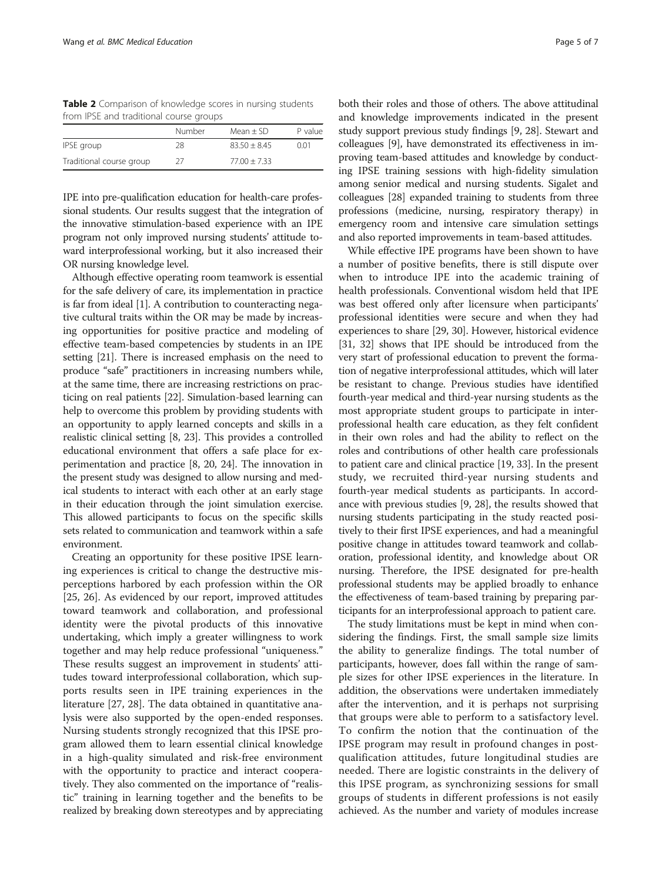**Table 2** Comparison of knowledge scores in nursing students from IPSE and traditional course groups

|  | Number | Mean ± SD | P value |
|---|---|---|---|
| IPSE group | 28 | 83.50 ± 8.45 | 0.01 |
| Traditional course group | 27 | 77.00 ± 7.33 |  |

IPE into pre-qualification education for health-care professional students. Our results suggest that the integration of the innovative stimulation-based experience with an IPE program not only improved nursing students' attitude toward interprofessional working, but it also increased their OR nursing knowledge level.

Although effective operating room teamwork is essential for the safe delivery of care, its implementation in practice is far from ideal [1]. A contribution to counteracting negative cultural traits within the OR may be made by increasing opportunities for positive practice and modeling of effective team-based competencies by students in an IPE setting [21]. There is increased emphasis on the need to produce "safe" practitioners in increasing numbers while, at the same time, there are increasing restrictions on practicing on real patients [22]. Simulation-based learning can help to overcome this problem by providing students with an opportunity to apply learned concepts and skills in a realistic clinical setting [8, 23]. This provides a controlled educational environment that offers a safe place for experimentation and practice [8, 20, 24]. The innovation in the present study was designed to allow nursing and medical students to interact with each other at an early stage in their education through the joint simulation exercise. This allowed participants to focus on the specific skills sets related to communication and teamwork within a safe environment.

Creating an opportunity for these positive IPSE learning experiences is critical to change the destructive misperceptions harbored by each profession within the OR [25, 26]. As evidenced by our report, improved attitudes toward teamwork and collaboration, and professional identity were the pivotal products of this innovative undertaking, which imply a greater willingness to work together and may help reduce professional "uniqueness." These results suggest an improvement in students' attitudes toward interprofessional collaboration, which supports results seen in IPE training experiences in the literature [27, 28]. The data obtained in quantitative analysis were also supported by the open-ended responses. Nursing students strongly recognized that this IPSE program allowed them to learn essential clinical knowledge in a high-quality simulated and risk-free environment with the opportunity to practice and interact cooperatively. They also commented on the importance of "realistic" training in learning together and the benefits to be realized by breaking down stereotypes and by appreciating both their roles and those of others. The above attitudinal and knowledge improvements indicated in the present study support previous study findings [9, 28]. Stewart and colleagues [9], have demonstrated its effectiveness in improving team-based attitudes and knowledge by conducting IPSE training sessions with high-fidelity simulation among senior medical and nursing students. Sigalet and colleagues [28] expanded training to students from three professions (medicine, nursing, respiratory therapy) in emergency room and intensive care simulation settings and also reported improvements in team-based attitudes.

While effective IPE programs have been shown to have a number of positive benefits, there is still dispute over when to introduce IPE into the academic training of health professionals. Conventional wisdom held that IPE was best offered only after licensure when participants' professional identities were secure and when they had experiences to share [29, 30]. However, historical evidence [31, 32] shows that IPE should be introduced from the very start of professional education to prevent the formation of negative interprofessional attitudes, which will later be resistant to change. Previous studies have identified fourth-year medical and third-year nursing students as the most appropriate student groups to participate in interprofessional health care education, as they felt confident in their own roles and had the ability to reflect on the roles and contributions of other health care professionals to patient care and clinical practice [19, 33]. In the present study, we recruited third-year nursing students and fourth-year medical students as participants. In accordance with previous studies [9, 28], the results showed that nursing students participating in the study reacted positively to their first IPSE experiences, and had a meaningful positive change in attitudes toward teamwork and collaboration, professional identity, and knowledge about OR nursing. Therefore, the IPSE designated for pre-health professional students may be applied broadly to enhance the effectiveness of team-based training by preparing participants for an interprofessional approach to patient care.

The study limitations must be kept in mind when considering the findings. First, the small sample size limits the ability to generalize findings. The total number of participants, however, does fall within the range of sample sizes for other IPSE experiences in the literature. In addition, the observations were undertaken immediately after the intervention, and it is perhaps not surprising that groups were able to perform to a satisfactory level. To confirm the notion that the continuation of the IPSE program may result in profound changes in post-qualification attitudes, future longitudinal studies are needed. There are logistic constraints in the delivery of this IPSE program, as synchronizing sessions for small groups of students in different professions is not easily achieved. As the number and variety of modules increase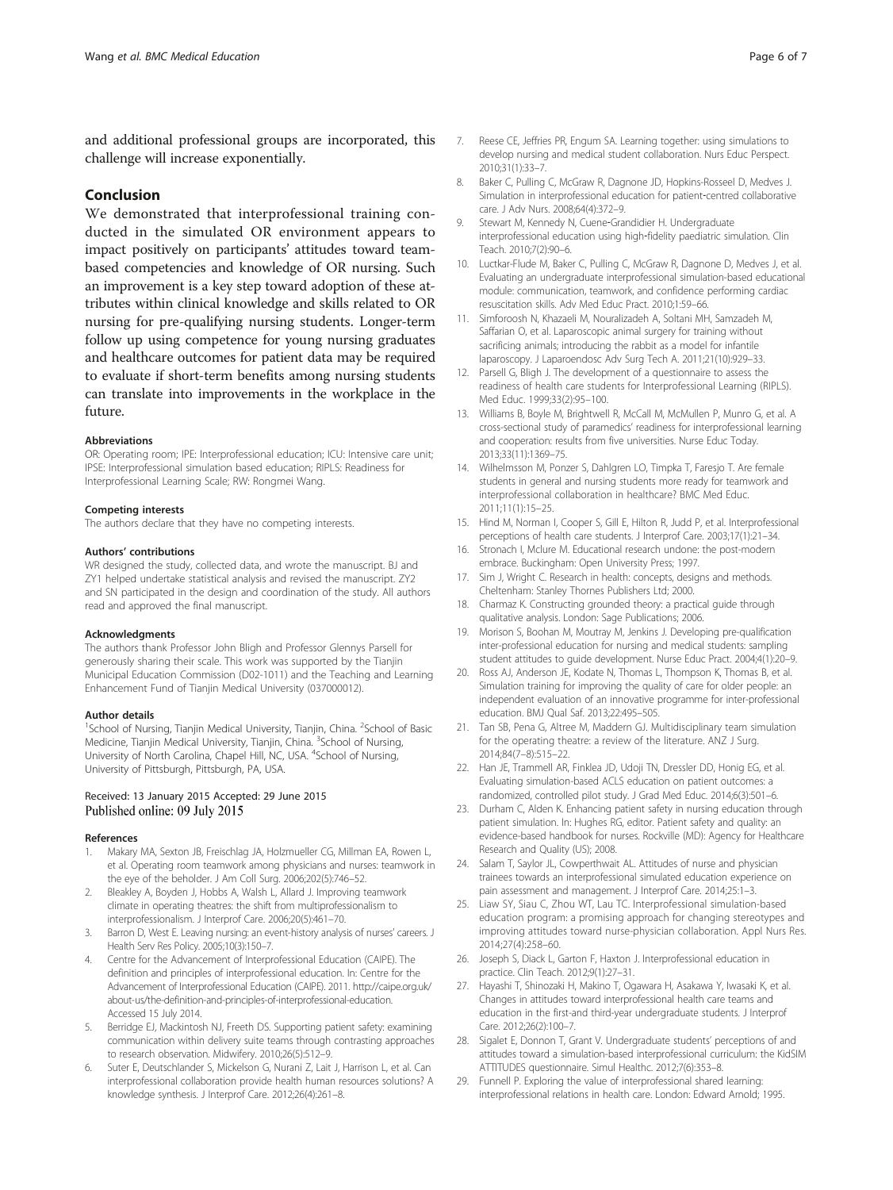and additional professional groups are incorporated, this challenge will increase exponentially.

## Conclusion

We demonstrated that interprofessional training conducted in the simulated OR environment appears to impact positively on participants' attitudes toward team-based competencies and knowledge of OR nursing. Such an improvement is a key step toward adoption of these attributes within clinical knowledge and skills related to OR nursing for pre-qualifying nursing students. Longer-term follow up using competence for young nursing graduates and healthcare outcomes for patient data may be required to evaluate if short-term benefits among nursing students can translate into improvements in the workplace in the future.

#### Abbreviations

OR: Operating room; IPE: Interprofessional education; ICU: Intensive care unit; IPSE: Interprofessional simulation based education; RIPLS: Readiness for Interprofessional Learning Scale; RW: Rongmei Wang.

#### Competing interests

The authors declare that they have no competing interests.

#### Authors' contributions

WR designed the study, collected data, and wrote the manuscript. BJ and ZY1 helped undertake statistical analysis and revised the manuscript. ZY2 and SN participated in the design and coordination of the study. All authors read and approved the final manuscript.

#### Acknowledgments

The authors thank Professor John Bligh and Professor Glennys Parsell for generously sharing their scale. This work was supported by the Tianjin Municipal Education Commission (D02-1011) and the Teaching and Learning Enhancement Fund of Tianjin Medical University (037000012).

#### Author details

[1]School of Nursing, Tianjin Medical University, Tianjin, China. [2]School of Basic Medicine, Tianjin Medical University, Tianjin, China. [3]School of Nursing, University of North Carolina, Chapel Hill, NC, USA. [4]School of Nursing, University of Pittsburgh, Pittsburgh, PA, USA.

Received: 13 January 2015 Accepted: 29 June 2015
Published online: 09 July 2015

#### References

1. Makary MA, Sexton JB, Freischlag JA, Holzmueller CG, Millman EA, Rowen L, et al. Operating room teamwork among physicians and nurses: teamwork in the eye of the beholder. J Am Coll Surg. 2006;202(5):746–52.
2. Bleakley A, Boyden J, Hobbs A, Walsh L, Allard J. Improving teamwork climate in operating theatres: the shift from multiprofessionalism to interprofessionalism. J Interprof Care. 2006;20(5):461–70.
3. Barron D, West E. Leaving nursing: an event-history analysis of nurses' careers. J Health Serv Res Policy. 2005;10(3):150–7.
4. Centre for the Advancement of Interprofessional Education (CAIPE). The definition and principles of interprofessional education. In: Centre for the Advancement of Interprofessional Education (CAIPE). 2011. http://caipe.org.uk/about-us/the-definition-and-principles-of-interprofessional-education. Accessed 15 July 2014.
5. Berridge EJ, Mackintosh NJ, Freeth DS. Supporting patient safety: examining communication within delivery suite teams through contrasting approaches to research observation. Midwifery. 2010;26(5):512–9.
6. Suter E, Deutschlander S, Mickelson G, Nurani Z, Lait J, Harrison L, et al. Can interprofessional collaboration provide health human resources solutions? A knowledge synthesis. J Interprof Care. 2012;26(4):261–8.
7. Reese CE, Jeffries PR, Engum SA. Learning together: using simulations to develop nursing and medical student collaboration. Nurs Educ Perspect. 2010;31(1):33–7.
8. Baker C, Pulling C, McGraw R, Dagnone JD, Hopkins-Rosseel D, Medves J. Simulation in interprofessional education for patient-centred collaborative care. J Adv Nurs. 2008;64(4):372–9.
9. Stewart M, Kennedy N, Cuene-Grandidier H. Undergraduate interprofessional education using high-fidelity paediatric simulation. Clin Teach. 2010;7(2):90–6.
10. Luctkar-Flude M, Baker C, Pulling C, McGraw R, Dagnone D, Medves J, et al. Evaluating an undergraduate interprofessional simulation-based educational module: communication, teamwork, and confidence performing cardiac resuscitation skills. Adv Med Educ Pract. 2010;1:59–66.
11. Simforoosh N, Khazaeli M, Nouralizadeh A, Soltani MH, Samzadeh M, Saffarian O, et al. Laparoscopic animal surgery for training without sacrificing animals; introducing the rabbit as a model for infantile laparoscopy. J Laparoendosc Adv Surg Tech A. 2011;21(10):929–33.
12. Parsell G, Bligh J. The development of a questionnaire to assess the readiness of health care students for Interprofessional Learning (RIPLS). Med Educ. 1999;33(2):95–100.
13. Williams B, Boyle M, Brightwell R, McCall M, McMullen P, Munro G, et al. A cross-sectional study of paramedics' readiness for interprofessional learning and cooperation: results from five universities. Nurse Educ Today. 2013;33(11):1369–75.
14. Wilhelmsson M, Ponzer S, Dahlgren LO, Timpka T, Faresjo T. Are female students in general and nursing students more ready for teamwork and interprofessional collaboration in healthcare? BMC Med Educ. 2011;11(1):15–25.
15. Hind M, Norman I, Cooper S, Gill E, Hilton R, Judd P, et al. Interprofessional perceptions of health care students. J Interprof Care. 2003;17(1):21–34.
16. Stronach I, Mclure M. Educational research undone: the post-modern embrace. Buckingham: Open University Press; 1997.
17. Sim J, Wright C. Research in health: concepts, designs and methods. Cheltenham: Stanley Thornes Publishers Ltd; 2000.
18. Charmaz K. Constructing grounded theory: a practical guide through qualitative analysis. London: Sage Publications; 2006.
19. Morison S, Boohan M, Moutray M, Jenkins J. Developing pre-qualification inter-professional education for nursing and medical students: sampling student attitudes to guide development. Nurse Educ Pract. 2004;4(1):20–9.
20. Ross AJ, Anderson JE, Kodate N, Thomas L, Thompson K, Thomas B, et al. Simulation training for improving the quality of care for older people: an independent evaluation of an innovative programme for inter-professional education. BMJ Qual Saf. 2013;22:495–505.
21. Tan SB, Pena G, Altree M, Maddern GJ. Multidisciplinary team simulation for the operating theatre: a review of the literature. ANZ J Surg. 2014;84(7–8):515–22.
22. Han JE, Trammell AR, Finklea JD, Udoji TN, Dressler DD, Honig EG, et al. Evaluating simulation-based ACLS education on patient outcomes: a randomized, controlled pilot study. J Grad Med Educ. 2014;6(3):501–6.
23. Durham C, Alden K. Enhancing patient safety in nursing education through patient simulation. In: Hughes RG, editor. Patient safety and quality: an evidence-based handbook for nurses. Rockville (MD): Agency for Healthcare Research and Quality (US); 2008.
24. Salam T, Saylor JL, Cowperthwait AL. Attitudes of nurse and physician trainees towards an interprofessional simulated education experience on pain assessment and management. J Interprof Care. 2014;25:1–3.
25. Liaw SY, Siau C, Zhou WT, Lau TC. Interprofessional simulation-based education program: a promising approach for changing stereotypes and improving attitudes toward nurse-physician collaboration. Appl Nurs Res. 2014;27(4):258–60.
26. Joseph S, Diack L, Garton F, Haxton J. Interprofessional education in practice. Clin Teach. 2012;9(1):27–31.
27. Hayashi T, Shinozaki H, Makino T, Ogawara H, Asakawa Y, Iwasaki K, et al. Changes in attitudes toward interprofessional health care teams and education in the first-and third-year undergraduate students. J Interprof Care. 2012;26(2):100–7.
28. Sigalet E, Donnon T, Grant V. Undergraduate students' perceptions of and attitudes toward a simulation-based interprofessional curriculum: the KidSIM ATTITUDES questionnaire. Simul Healthc. 2012;7(6):353–8.
29. Funnell P. Exploring the value of interprofessional shared learning: interprofessional relations in health care. London: Edward Arnold; 1995.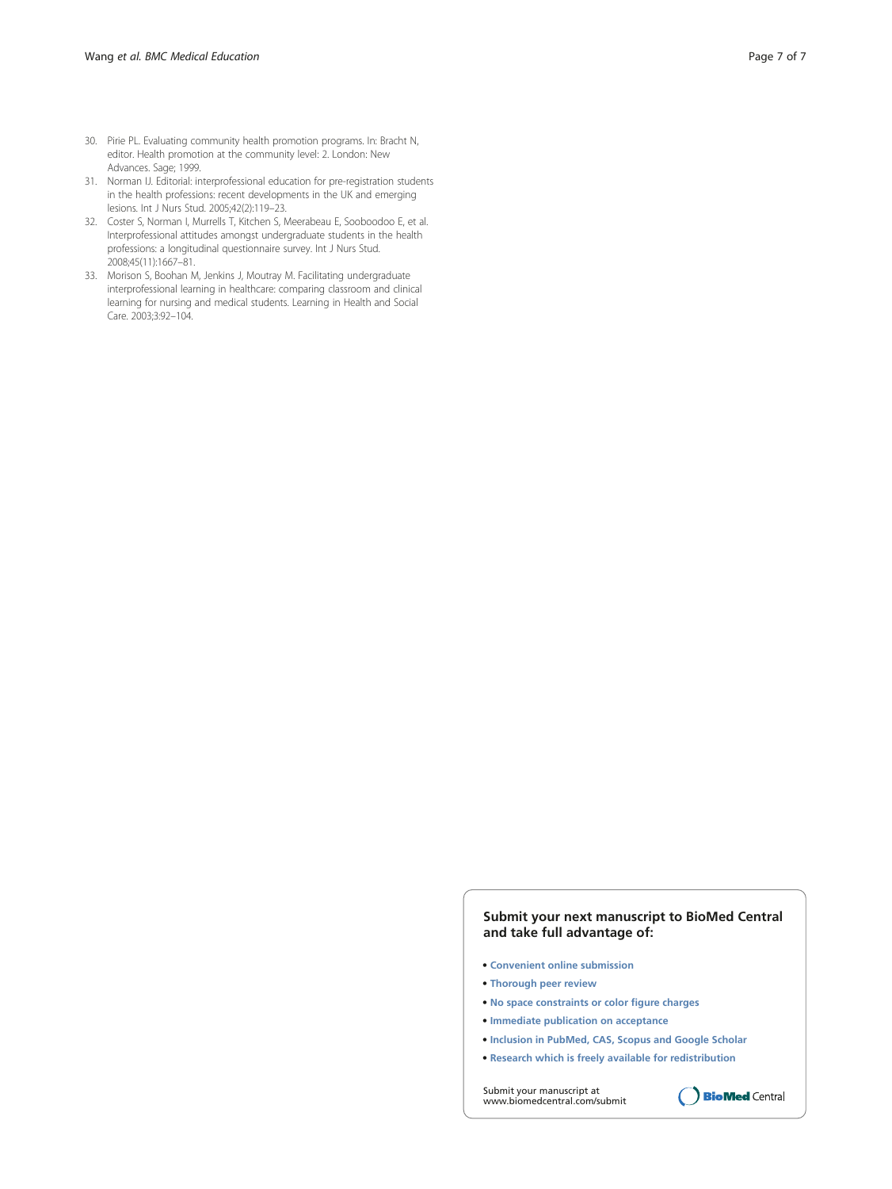30. Pirie PL. Evaluating community health promotion programs. In: Bracht N, editor. Health promotion at the community level: 2. London: New Advances. Sage; 1999.
31. Norman IJ. Editorial: interprofessional education for pre-registration students in the health professions: recent developments in the UK and emerging lesions. Int J Nurs Stud. 2005;42(2):119–23.
32. Coster S, Norman I, Murrells T, Kitchen S, Meerabeau E, Sooboodoo E, et al. Interprofessional attitudes amongst undergraduate students in the health professions: a longitudinal questionnaire survey. Int J Nurs Stud. 2008;45(11):1667–81.
33. Morison S, Boohan M, Jenkins J, Moutray M. Facilitating undergraduate interprofessional learning in healthcare: comparing classroom and clinical learning for nursing and medical students. Learning in Health and Social Care. 2003;3:92–104.

**Submit your next manuscript to BioMed Central and take full advantage of:**

- **Convenient online submission**
- **Thorough peer review**
- **No space constraints or color figure charges**
- **Immediate publication on acceptance**
- **Inclusion in PubMed, CAS, Scopus and Google Scholar**
- **Research which is freely available for redistribution**

Submit your manuscript at www.biomedcentral.com/submit

BioMed Central